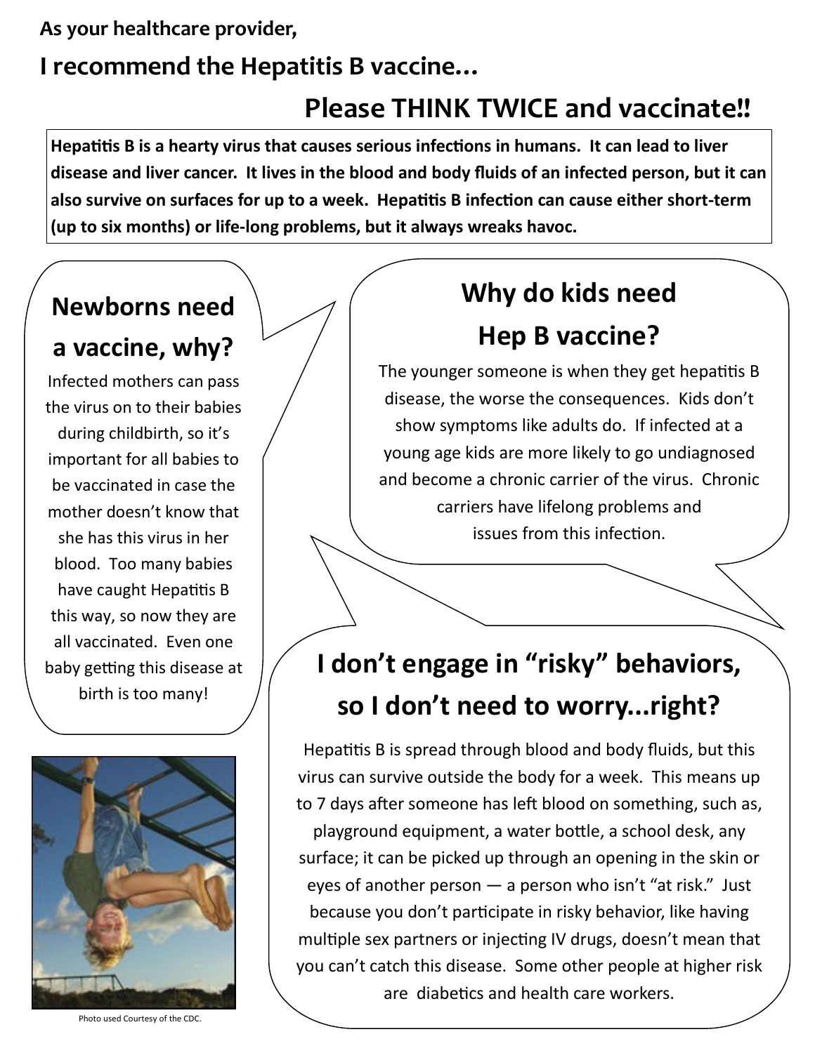**As your healthcare provider,**

## I recommend the Hepatitis B vaccine…

## Please THINK TWICE and vaccinate!!

**Hepatitis B is a hearty virus that causes serious infections in humans. It can lead to liver disease and liver cancer. It lives in the blood and body fluids of an infected person, but it can also survive on surfaces for up to a week. Hepatitis B infection can cause either short-term (up to six months) or life-long problems, but it always wreaks havoc.**

### Newborns need a vaccine, why?

Infected mothers can pass the virus on to their babies during childbirth, so it's important for all babies to be vaccinated in case the mother doesn't know that she has this virus in her blood. Too many babies have caught Hepatitis B this way, so now they are all vaccinated. Even one baby getting this disease at birth is too many!

### Why do kids need Hep B vaccine?

The younger someone is when they get hepatitis B disease, the worse the consequences. Kids don't show symptoms like adults do. If infected at a young age kids are more likely to go undiagnosed and become a chronic carrier of the virus. Chronic carriers have lifelong problems and issues from this infection.

### I don't engage in "risky" behaviors, so I don't need to worry...right?

Hepatitis B is spread through blood and body fluids, but this virus can survive outside the body for a week. This means up to 7 days after someone has left blood on something, such as, playground equipment, a water bottle, a school desk, any surface; it can be picked up through an opening in the skin or eyes of another person — a person who isn't "at risk." Just because you don't participate in risky behavior, like having multiple sex partners or injecting IV drugs, doesn't mean that you can't catch this disease. Some other people at higher risk are diabetics and health care workers.

Photo used Courtesy of the CDC.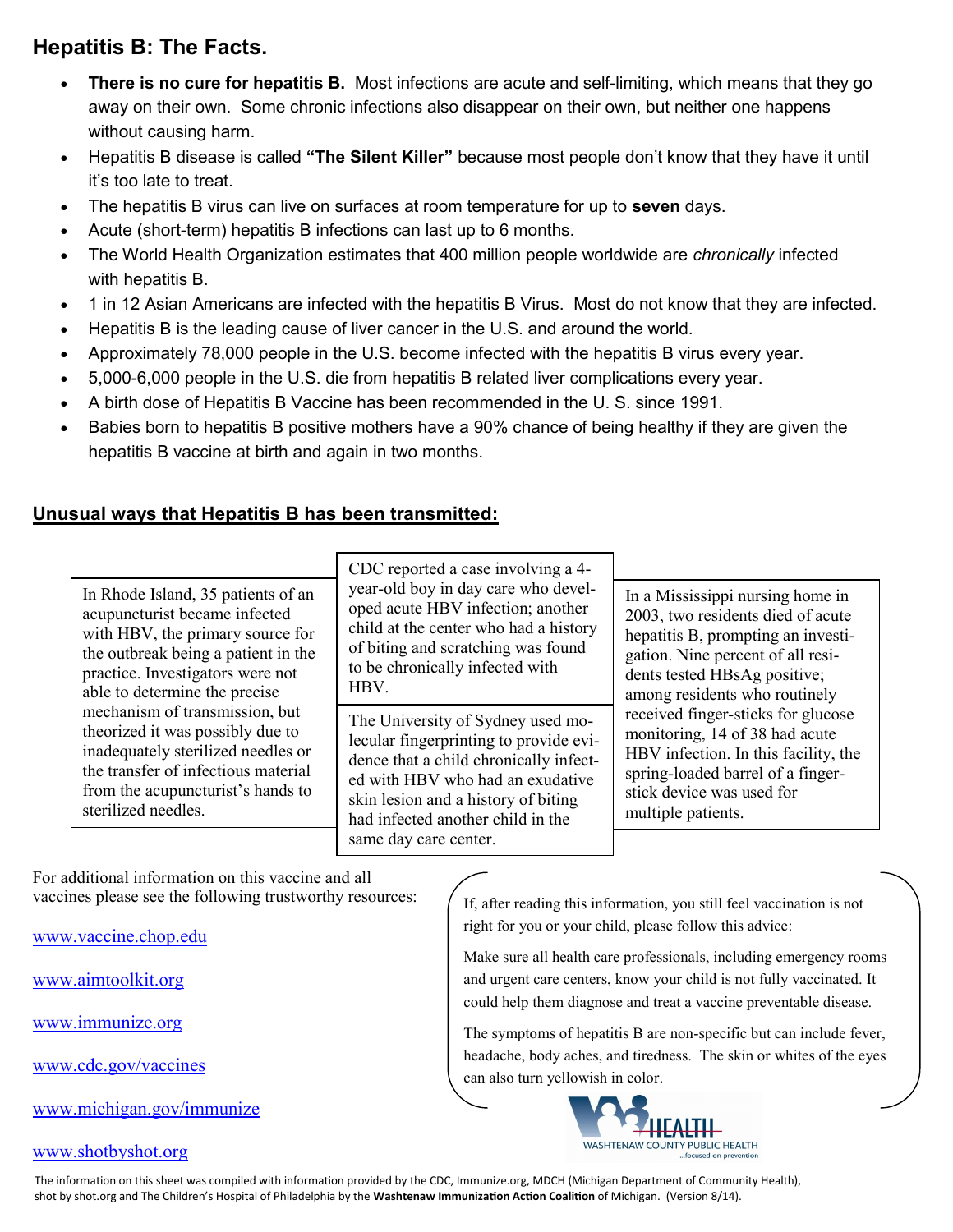## Hepatitis B: The Facts.

- **There is no cure for hepatitis B.** Most infections are acute and self-limiting, which means that they go away on their own. Some chronic infections also disappear on their own, but neither one happens without causing harm.
- Hepatitis B disease is called **"The Silent Killer"** because most people don't know that they have it until it's too late to treat.
- The hepatitis B virus can live on surfaces at room temperature for up to **seven** days.
- Acute (short-term) hepatitis B infections can last up to 6 months.
- The World Health Organization estimates that 400 million people worldwide are *chronically* infected with hepatitis B.
- 1 in 12 Asian Americans are infected with the hepatitis B Virus. Most do not know that they are infected.
- Hepatitis B is the leading cause of liver cancer in the U.S. and around the world.
- Approximately 78,000 people in the U.S. become infected with the hepatitis B virus every year.
- 5,000-6,000 people in the U.S. die from hepatitis B related liver complications every year.
- A birth dose of Hepatitis B Vaccine has been recommended in the U. S. since 1991.
- Babies born to hepatitis B positive mothers have a 90% chance of being healthy if they are given the hepatitis B vaccine at birth and again in two months.

### Unusual ways that Hepatitis B has been transmitted:

In Rhode Island, 35 patients of an acupuncturist became infected with HBV, the primary source for the outbreak being a patient in the practice. Investigators were not able to determine the precise mechanism of transmission, but theorized it was possibly due to inadequately sterilized needles or the transfer of infectious material from the acupuncturist's hands to sterilized needles.

CDC reported a case involving a 4-year-old boy in day care who developed acute HBV infection; another child at the center who had a history of biting and scratching was found to be chronically infected with HBV.

The University of Sydney used molecular fingerprinting to provide evidence that a child chronically infected with HBV who had an exudative skin lesion and a history of biting had infected another child in the same day care center.

In a Mississippi nursing home in 2003, two residents died of acute hepatitis B, prompting an investigation. Nine percent of all residents tested HBsAg positive; among residents who routinely received finger-sticks for glucose monitoring, 14 of 38 had acute HBV infection. In this facility, the spring-loaded barrel of a finger-stick device was used for multiple patients.

For additional information on this vaccine and all vaccines please see the following trustworthy resources:

www.vaccine.chop.edu

www.aimtoolkit.org

www.immunize.org

www.cdc.gov/vaccines

www.michigan.gov/immunize

www.shotbyshot.org

If, after reading this information, you still feel vaccination is not right for you or your child, please follow this advice:

Make sure all health care professionals, including emergency rooms and urgent care centers, know your child is not fully vaccinated. It could help them diagnose and treat a vaccine preventable disease.

The symptoms of hepatitis B are non-specific but can include fever, headache, body aches, and tiredness. The skin or whites of the eyes can also turn yellowish in color.

HEALTH
WASHTENAW COUNTY PUBLIC HEALTH
...focused on prevention

The information on this sheet was compiled with information provided by the CDC, Immunize.org, MDCH (Michigan Department of Community Health), shot by shot.org and The Children's Hospital of Philadelphia by the **Washtenaw Immunization Action Coalition** of Michigan. (Version 8/14).